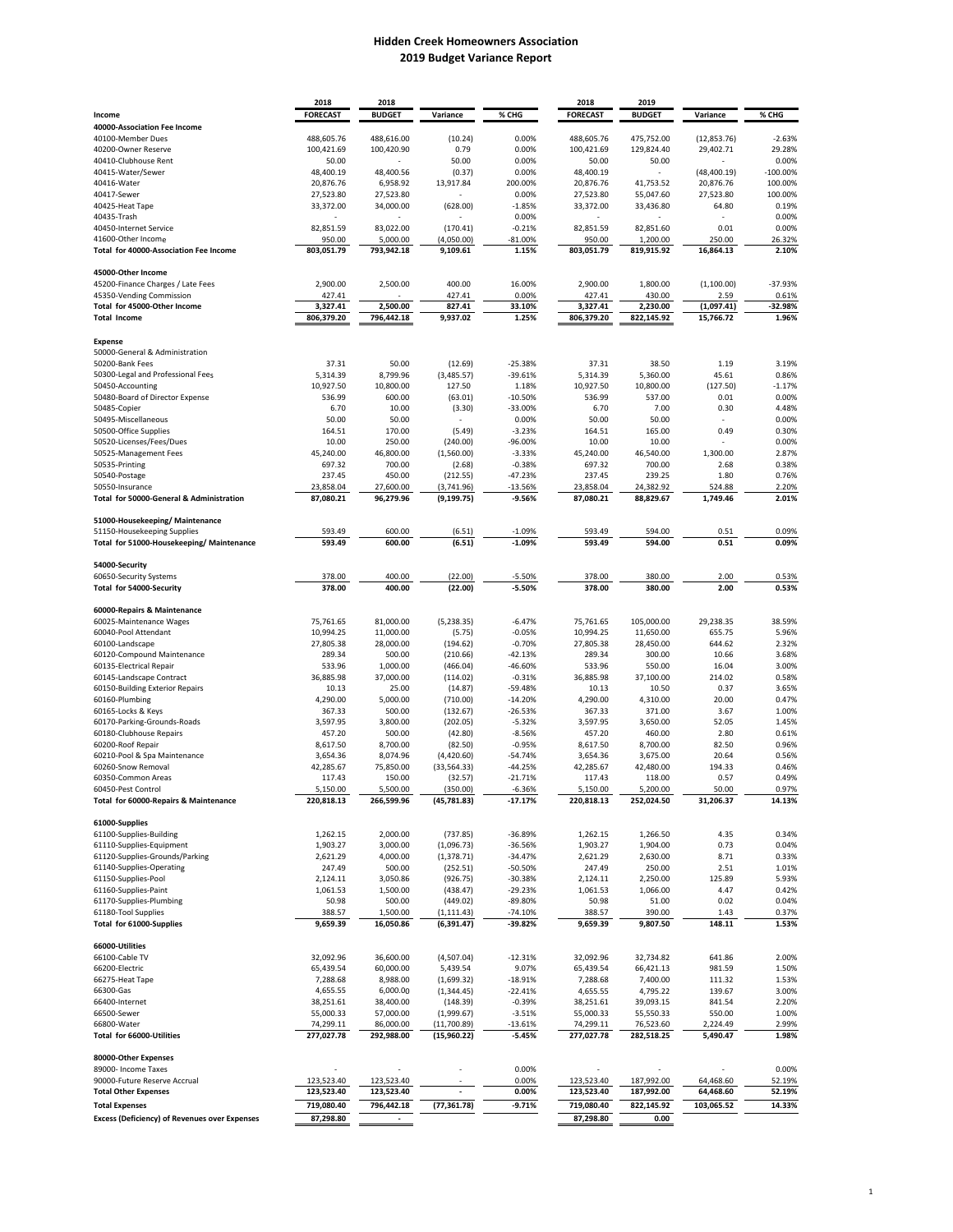# Hidden Creek Homeowners Association
## 2019 Budget Variance Report

| Income | 2018 FORECAST | 2018 BUDGET | Variance | % CHG | 2018 FORECAST | 2019 BUDGET | Variance | % CHG |
|---|---|---|---|---|---|---|---|---|
| **40000-Association Fee Income** | | | | | | | | |
| 40100-Member Dues | 488,605.76 | 488,616.00 | (10.24) | 0.00% | 488,605.76 | 475,752.00 | (12,853.76) | -2.63% |
| 40200-Owner Reserve | 100,421.69 | 100,420.90 | 0.79 | 0.00% | 100,421.69 | 129,824.40 | 29,402.71 | 29.28% |
| 40410-Clubhouse Rent | 50.00 | - | 50.00 | 0.00% | 50.00 | 50.00 | - | 0.00% |
| 40415-Water/Sewer | 48,400.19 | 48,400.56 | (0.37) | 0.00% | 48,400.19 | - | (48,400.19) | -100.00% |
| 40416-Water | 20,876.76 | 6,958.92 | 13,917.84 | 200.00% | 20,876.76 | 41,753.52 | 20,876.76 | 100.00% |
| 40417-Sewer | 27,523.80 | 27,523.80 | - | 0.00% | 27,523.80 | 55,047.60 | 27,523.80 | 100.00% |
| 40425-Heat Tape | 33,372.00 | 34,000.00 | (628.00) | -1.85% | 33,372.00 | 33,436.80 | 64.80 | 0.19% |
| 40435-Trash | - | - | - | 0.00% | - | - | - | 0.00% |
| 40450-Internet Service | 82,851.59 | 83,022.00 | (170.41) | -0.21% | 82,851.59 | 82,851.60 | 0.01 | 0.00% |
| 41600-Other Income | 950.00 | 5,000.00 | (4,050.00) | -81.00% | 950.00 | 1,200.00 | 250.00 | 26.32% |
| **Total for 40000-Association Fee Income** | **803,051.79** | **793,942.18** | **9,109.61** | **1.15%** | **803,051.79** | **819,915.92** | **16,864.13** | **2.10%** |
| **45000-Other Income** | | | | | | | | |
| 45200-Finance Charges / Late Fees | 2,900.00 | 2,500.00 | 400.00 | 16.00% | 2,900.00 | 1,800.00 | (1,100.00) | -37.93% |
| 45350-Vending Commission | 427.41 | - | 427.41 | 0.00% | 427.41 | 430.00 | 2.59 | 0.61% |
| **Total for 45000-Other Income** | **3,327.41** | **2,500.00** | **827.41** | **33.10%** | **3,327.41** | **2,230.00** | **(1,097.41)** | **-32.98%** |
| **Total Income** | **806,379.20** | **796,442.18** | **9,937.02** | **1.25%** | **806,379.20** | **822,145.92** | **15,766.72** | **1.96%** |
| **Expense** | | | | | | | | |
| 50000-General & Administration | | | | | | | | |
| 50200-Bank Fees | 37.31 | 50.00 | (12.69) | -25.38% | 37.31 | 38.50 | 1.19 | 3.19% |
| 50300-Legal and Professional Fees | 5,314.39 | 8,799.96 | (3,485.57) | -39.61% | 5,314.39 | 5,360.00 | 45.61 | 0.86% |
| 50450-Accounting | 10,927.50 | 10,800.00 | 127.50 | 1.18% | 10,927.50 | 10,800.00 | (127.50) | -1.17% |
| 50480-Board of Director Expense | 536.99 | 600.00 | (63.01) | -10.50% | 536.99 | 537.00 | 0.01 | 0.00% |
| 50485-Copier | 6.70 | 10.00 | (3.30) | -33.00% | 6.70 | 7.00 | 0.30 | 4.48% |
| 50495-Miscellaneous | 50.00 | 50.00 | - | 0.00% | 50.00 | 50.00 | - | 0.00% |
| 50500-Office Supplies | 164.51 | 170.00 | (5.49) | -3.23% | 164.51 | 165.00 | 0.49 | 0.30% |
| 50520-Licenses/Fees/Dues | 10.00 | 250.00 | (240.00) | -96.00% | 10.00 | 10.00 | - | 0.00% |
| 50525-Management Fees | 45,240.00 | 46,800.00 | (1,560.00) | -3.33% | 45,240.00 | 46,540.00 | 1,300.00 | 2.87% |
| 50535-Printing | 697.32 | 700.00 | (2.68) | -0.38% | 697.32 | 700.00 | 2.68 | 0.38% |
| 50540-Postage | 237.45 | 450.00 | (212.55) | -47.23% | 237.45 | 239.25 | 1.80 | 0.76% |
| 50550-Insurance | 23,858.04 | 27,600.00 | (3,741.96) | -13.56% | 23,858.04 | 24,382.92 | 524.88 | 2.20% |
| **Total for 50000-General & Administration** | **87,080.21** | **96,279.96** | **(9,199.75)** | **-9.56%** | **87,080.21** | **88,829.67** | **1,749.46** | **2.01%** |
| **51000-Housekeeping/ Maintenance** | | | | | | | | |
| 51150-Housekeeping Supplies | 593.49 | 600.00 | (6.51) | -1.09% | 593.49 | 594.00 | 0.51 | 0.09% |
| **Total for 51000-Housekeeping/ Maintenance** | **593.49** | **600.00** | **(6.51)** | **-1.09%** | **593.49** | **594.00** | **0.51** | **0.09%** |
| **54000-Security** | | | | | | | | |
| 60650-Security Systems | 378.00 | 400.00 | (22.00) | -5.50% | 378.00 | 380.00 | 2.00 | 0.53% |
| **Total for 54000-Security** | **378.00** | **400.00** | **(22.00)** | **-5.50%** | **378.00** | **380.00** | **2.00** | **0.53%** |
| **60000-Repairs & Maintenance** | | | | | | | | |
| 60025-Maintenance Wages | 75,761.65 | 81,000.00 | (5,238.35) | -6.47% | 75,761.65 | 105,000.00 | 29,238.35 | 38.59% |
| 60040-Pool Attendant | 10,994.25 | 11,000.00 | (5.75) | -0.05% | 10,994.25 | 11,650.00 | 655.75 | 5.96% |
| 60100-Landscape | 27,805.38 | 28,000.00 | (194.62) | -0.70% | 27,805.38 | 28,450.00 | 644.62 | 2.32% |
| 60120-Compound Maintenance | 289.34 | 500.00 | (210.66) | -42.13% | 289.34 | 300.00 | 10.66 | 3.68% |
| 60135-Electrical Repair | 533.96 | 1,000.00 | (466.04) | -46.60% | 533.96 | 550.00 | 16.04 | 3.00% |
| 60145-Landscape Contract | 36,885.98 | 37,000.00 | (114.02) | -0.31% | 36,885.98 | 37,100.00 | 214.02 | 0.58% |
| 60150-Building Exterior Repairs | 10.13 | 25.00 | (14.87) | -59.48% | 10.13 | 10.50 | 0.37 | 3.65% |
| 60160-Plumbing | 4,290.00 | 5,000.00 | (710.00) | -14.20% | 4,290.00 | 4,310.00 | 20.00 | 0.47% |
| 60165-Locks & Keys | 367.33 | 500.00 | (132.67) | -26.53% | 367.33 | 371.00 | 3.67 | 1.00% |
| 60170-Parking-Grounds-Roads | 3,597.95 | 3,800.00 | (202.05) | -5.32% | 3,597.95 | 3,650.00 | 52.05 | 1.45% |
| 60180-Clubhouse Repairs | 457.20 | 500.00 | (42.80) | -8.56% | 457.20 | 460.00 | 2.80 | 0.61% |
| 60200-Roof Repair | 8,617.50 | 8,700.00 | (82.50) | -0.95% | 8,617.50 | 8,700.00 | 82.50 | 0.96% |
| 60210-Pool & Spa Maintenance | 3,654.36 | 8,074.96 | (4,420.60) | -54.74% | 3,654.36 | 3,675.00 | 20.64 | 0.56% |
| 60260-Snow Removal | 42,285.67 | 75,850.00 | (33,564.33) | -44.25% | 42,285.67 | 42,480.00 | 194.33 | 0.46% |
| 60350-Common Areas | 117.43 | 150.00 | (32.57) | -21.71% | 117.43 | 118.00 | 0.57 | 0.49% |
| 60450-Pest Control | 5,150.00 | 5,500.00 | (350.00) | -6.36% | 5,150.00 | 5,200.00 | 50.00 | 0.97% |
| **Total for 60000-Repairs & Maintenance** | **220,818.13** | **266,599.96** | **(45,781.83)** | **-17.17%** | **220,818.13** | **252,024.50** | **31,206.37** | **14.13%** |
| **61000-Supplies** | | | | | | | | |
| 61100-Supplies-Building | 1,262.15 | 2,000.00 | (737.85) | -36.89% | 1,262.15 | 1,266.50 | 4.35 | 0.34% |
| 61110-Supplies-Equipment | 1,903.27 | 3,000.00 | (1,096.73) | -36.56% | 1,903.27 | 1,904.00 | 0.73 | 0.04% |
| 61120-Supplies-Grounds/Parking | 2,621.29 | 4,000.00 | (1,378.71) | -34.47% | 2,621.29 | 2,630.00 | 8.71 | 0.33% |
| 61140-Supplies-Operating | 247.49 | 500.00 | (252.51) | -50.50% | 247.49 | 250.00 | 2.51 | 1.01% |
| 61150-Supplies-Pool | 2,124.11 | 3,050.86 | (926.75) | -30.38% | 2,124.11 | 2,250.00 | 125.89 | 5.93% |
| 61160-Supplies-Paint | 1,061.53 | 1,500.00 | (438.47) | -29.23% | 1,061.53 | 1,066.00 | 4.47 | 0.42% |
| 61170-Supplies-Plumbing | 50.98 | 500.00 | (449.02) | -89.80% | 50.98 | 51.00 | 0.02 | 0.04% |
| 61180-Tool Supplies | 388.57 | 1,500.00 | (1,111.43) | -74.10% | 388.57 | 390.00 | 1.43 | 0.37% |
| **Total for 61000-Supplies** | **9,659.39** | **16,050.86** | **(6,391.47)** | **-39.82%** | **9,659.39** | **9,807.50** | **148.11** | **1.53%** |
| **66000-Utilities** | | | | | | | | |
| 66100-Cable TV | 32,092.96 | 36,600.00 | (4,507.04) | -12.31% | 32,092.96 | 32,734.82 | 641.86 | 2.00% |
| 66200-Electric | 65,439.54 | 60,000.00 | 5,439.54 | 9.07% | 65,439.54 | 66,421.13 | 981.59 | 1.50% |
| 66275-Heat Tape | 7,288.68 | 8,988.00 | (1,699.32) | -18.91% | 7,288.68 | 7,400.00 | 111.32 | 1.53% |
| 66300-Gas | 4,655.55 | 6,000.00 | (1,344.45) | -22.41% | 4,655.55 | 4,795.22 | 139.67 | 3.00% |
| 66400-Internet | 38,251.61 | 38,400.00 | (148.39) | -0.39% | 38,251.61 | 39,093.15 | 841.54 | 2.20% |
| 66500-Sewer | 55,000.33 | 57,000.00 | (1,999.67) | -3.51% | 55,000.33 | 55,550.33 | 550.00 | 1.00% |
| 66800-Water | 74,299.11 | 86,000.00 | (11,700.89) | -13.61% | 74,299.11 | 76,523.60 | 2,224.49 | 2.99% |
| **Total for 66000-Utilities** | **277,027.78** | **292,988.00** | **(15,960.22)** | **-5.45%** | **277,027.78** | **282,518.25** | **5,490.47** | **1.98%** |
| **80000-Other Expenses** | | | | | | | | |
| 89000- Income Taxes | - | - | - | 0.00% | - | - | - | 0.00% |
| 90000-Future Reserve Accrual | 123,523.40 | 123,523.40 | - | 0.00% | 123,523.40 | 187,992.00 | 64,468.60 | 52.19% |
| **Total Other Expenses** | **123,523.40** | **123,523.40** | **-** | **0.00%** | **123,523.40** | **187,992.00** | **64,468.60** | **52.19%** |
| **Total Expenses** | **719,080.40** | **796,442.18** | **(77,361.78)** | **-9.71%** | **719,080.40** | **822,145.92** | **103,065.52** | **14.33%** |
| **Excess (Deficiency) of Revenues over Expenses** | **87,298.80** | **-** | | | **87,298.80** | **0.00** | | |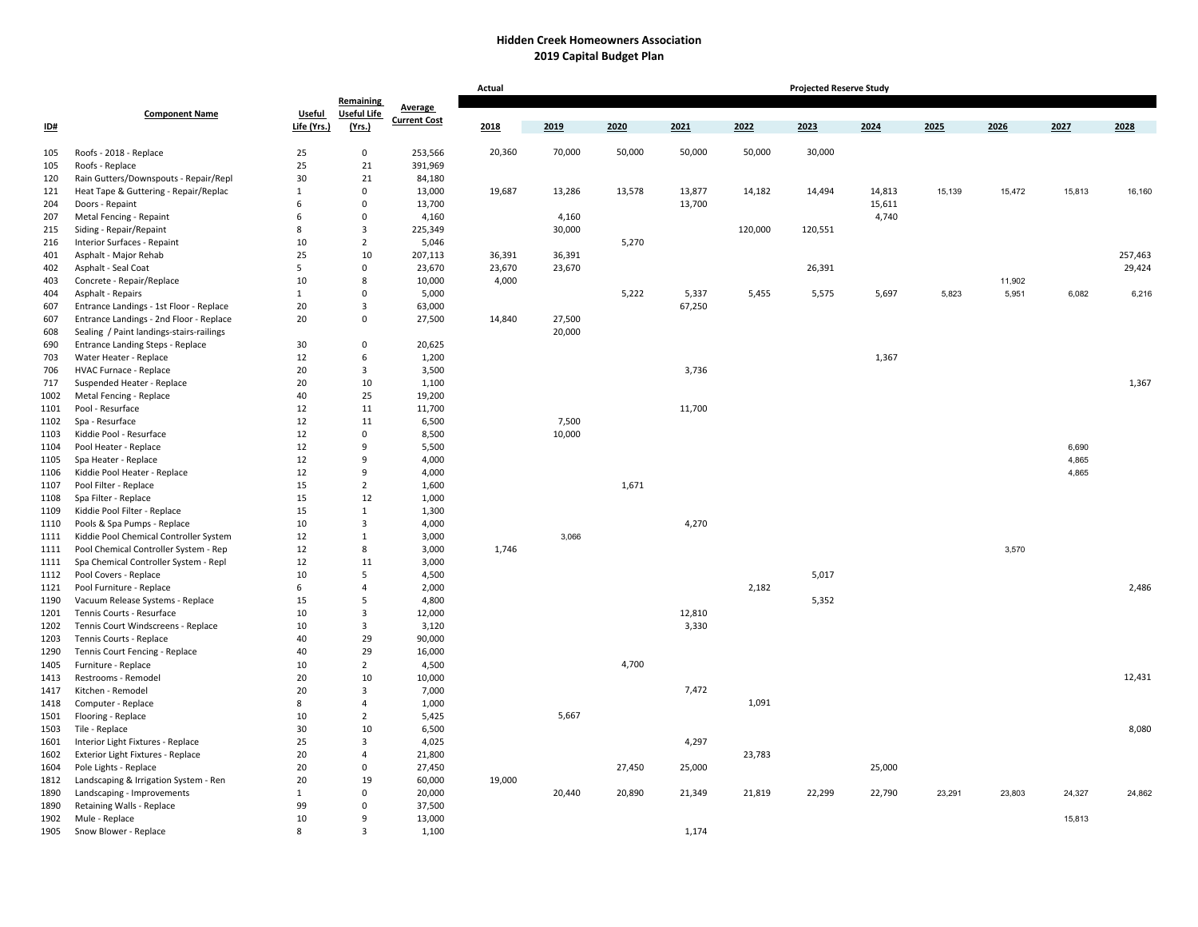# Hidden Creek Homeowners Association
## 2019 Capital Budget Plan

| ID# | Component Name | Useful Life (Yrs.) | Remaining Useful Life (Yrs.) | Average Current Cost | Actual 2018 | Projected Reserve Study 2019 | 2020 | 2021 | 2022 | 2023 | 2024 | 2025 | 2026 | 2027 | 2028 |
|---|---|---|---|---|---|---|---|---|---|---|---|---|---|---|---|
| 105 | Roofs - 2018 - Replace | 25 | 0 | 253,566 | 20,360 | 70,000 | 50,000 | 50,000 | 50,000 | 30,000 | | | | | |
| 105 | Roofs - Replace | 25 | 21 | 391,969 | | | | | | | | | | | |
| 120 | Rain Gutters/Downspouts - Repair/Repl | 30 | 21 | 84,180 | | | | | | | | | | | |
| 121 | Heat Tape & Guttering - Repair/Replac | 1 | 0 | 13,000 | 19,687 | 13,286 | 13,578 | 13,877 | 14,182 | 14,494 | 14,813 | 15,139 | 15,472 | 15,813 | 16,160 |
| 204 | Doors - Repaint | 6 | 0 | 13,700 | | | | 13,700 | | | 15,611 | | | | |
| 207 | Metal Fencing - Repaint | 6 | 0 | 4,160 | | 4,160 | | | | | 4,740 | | | | |
| 215 | Siding - Repair/Repaint | 8 | 3 | 225,349 | | 30,000 | | | 120,000 | 120,551 | | | | | |
| 216 | Interior Surfaces - Repaint | 10 | 2 | 5,046 | | | 5,270 | | | | | | | | |
| 401 | Asphalt - Major Rehab | 25 | 10 | 207,113 | 36,391 | 36,391 | | | | | | | | | 257,463 |
| 402 | Asphalt - Seal Coat | 5 | 0 | 23,670 | 23,670 | 23,670 | | | | 26,391 | | | | | 29,424 |
| 403 | Concrete - Repair/Replace | 10 | 8 | 10,000 | 4,000 | | | | | | | | 11,902 | | |
| 404 | Asphalt - Repairs | 1 | 0 | 5,000 | | | 5,222 | 5,337 | 5,455 | 5,575 | 5,697 | 5,823 | 5,951 | 6,082 | 6,216 |
| 607 | Entrance Landings - 1st Floor - Replace | 20 | 3 | 63,000 | | | | 67,250 | | | | | | | |
| 607 | Entrance Landings - 2nd Floor - Replace | 20 | 0 | 27,500 | 14,840 | 27,500 | | | | | | | | | |
| 608 | Sealing / Paint landings-stairs-railings | | | | | 20,000 | | | | | | | | | |
| 690 | Entrance Landing Steps - Replace | 30 | 0 | 20,625 | | | | | | | | | | | |
| 703 | Water Heater - Replace | 12 | 6 | 1,200 | | | | | | | 1,367 | | | | |
| 706 | HVAC Furnace - Replace | 20 | 3 | 3,500 | | | | 3,736 | | | | | | | |
| 717 | Suspended Heater - Replace | 20 | 10 | 1,100 | | | | | | | | | | | 1,367 |
| 1002 | Metal Fencing - Replace | 40 | 25 | 19,200 | | | | | | | | | | | |
| 1101 | Pool - Resurface | 12 | 11 | 11,700 | | | | 11,700 | | | | | | | |
| 1102 | Spa - Resurface | 12 | 11 | 6,500 | | 7,500 | | | | | | | | | |
| 1103 | Kiddie Pool - Resurface | 12 | 0 | 8,500 | | 10,000 | | | | | | | | | |
| 1104 | Pool Heater - Replace | 12 | 9 | 5,500 | | | | | | | | | | 6,690 | |
| 1105 | Spa Heater - Replace | 12 | 9 | 4,000 | | | | | | | | | | 4,865 | |
| 1106 | Kiddie Pool Heater - Replace | 12 | 9 | 4,000 | | | | | | | | | | 4,865 | |
| 1107 | Pool Filter - Replace | 15 | 2 | 1,600 | | | 1,671 | | | | | | | | |
| 1108 | Spa Filter - Replace | 15 | 12 | 1,000 | | | | | | | | | | | |
| 1109 | Kiddie Pool Filter - Replace | 15 | 1 | 1,300 | | | | | | | | | | | |
| 1110 | Pools & Spa Pumps - Replace | 10 | 3 | 4,000 | | | | 4,270 | | | | | | | |
| 1111 | Kiddie Pool Chemical Controller System | 12 | 1 | 3,000 | | 3,066 | | | | | | | | | |
| 1111 | Pool Chemical Controller System - Rep | 12 | 8 | 3,000 | 1,746 | | | | | | | | 3,570 | | |
| 1111 | Spa Chemical Controller System - Repl | 12 | 11 | 3,000 | | | | | | | | | | | |
| 1112 | Pool Covers - Replace | 10 | 5 | 4,500 | | | | | | 5,017 | | | | | |
| 1121 | Pool Furniture - Replace | 6 | 4 | 2,000 | | | | | 2,182 | | | | | | 2,486 |
| 1190 | Vacuum Release Systems - Replace | 15 | 5 | 4,800 | | | | | | 5,352 | | | | | |
| 1201 | Tennis Courts - Resurface | 10 | 3 | 12,000 | | | | 12,810 | | | | | | | |
| 1202 | Tennis Court Windscreens - Replace | 10 | 3 | 3,120 | | | | 3,330 | | | | | | | |
| 1203 | Tennis Courts - Replace | 40 | 29 | 90,000 | | | | | | | | | | | |
| 1290 | Tennis Court Fencing - Replace | 40 | 29 | 16,000 | | | | | | | | | | | |
| 1405 | Furniture - Replace | 10 | 2 | 4,500 | | | 4,700 | | | | | | | | |
| 1413 | Restrooms - Remodel | 20 | 10 | 10,000 | | | | | | | | | | | 12,431 |
| 1417 | Kitchen - Remodel | 20 | 3 | 7,000 | | | | 7,472 | | | | | | | |
| 1418 | Computer - Replace | 8 | 4 | 1,000 | | | | | 1,091 | | | | | | |
| 1501 | Flooring - Replace | 10 | 2 | 5,425 | | 5,667 | | | | | | | | | |
| 1503 | Tile - Replace | 30 | 10 | 6,500 | | | | | | | | | | | 8,080 |
| 1601 | Interior Light Fixtures - Replace | 25 | 3 | 4,025 | | | | 4,297 | | | | | | | |
| 1602 | Exterior Light Fixtures - Replace | 20 | 4 | 21,800 | | | | | 23,783 | | | | | | |
| 1604 | Pole Lights - Replace | 20 | 0 | 27,450 | | | 27,450 | 25,000 | | | 25,000 | | | | |
| 1812 | Landscaping & Irrigation System - Ren | 20 | 19 | 60,000 | 19,000 | | | | | | | | | | |
| 1890 | Landscaping - Improvements | 1 | 0 | 20,000 | | 20,440 | 20,890 | 21,349 | 21,819 | 22,299 | 22,790 | 23,291 | 23,803 | 24,327 | 24,862 |
| 1890 | Retaining Walls - Replace | 99 | 0 | 37,500 | | | | | | | | | | | |
| 1902 | Mule - Replace | 10 | 9 | 13,000 | | | | | | | | | | 15,813 | |
| 1905 | Snow Blower - Replace | 8 | 3 | 1,100 | | | | 1,174 | | | | | | | |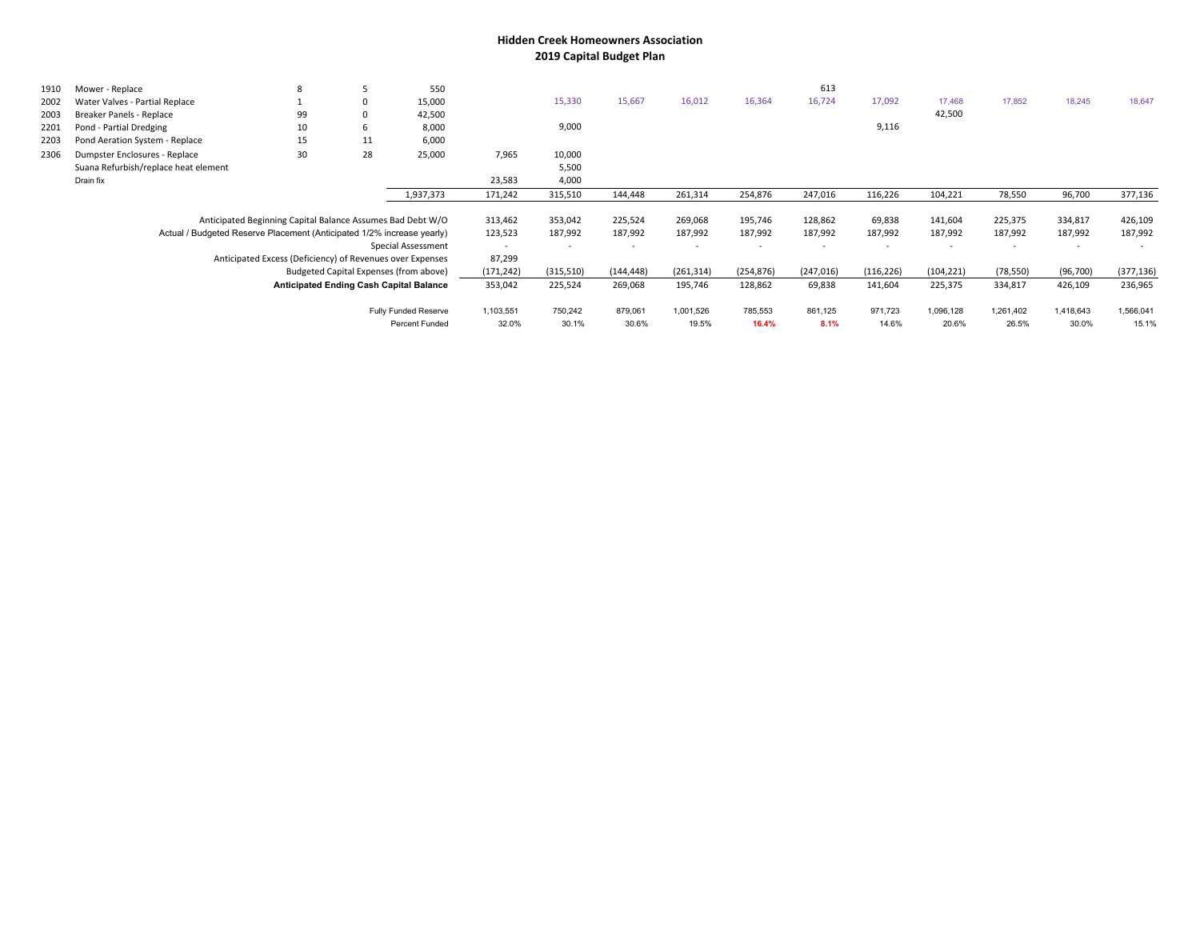# Hidden Creek Homeowners Association
## 2019 Capital Budget Plan

| | | | | | | | | | | | | | | | |
|---|---|---|---|---|---|---|---|---|---|---|---|---|---|---|---|
| 1910 | Mower - Replace | 8 | 5 | 550 | | | | | | 613 | | | | | |
| 2002 | Water Valves - Partial Replace | 1 | 0 | 15,000 | | 15,330 | 15,667 | 16,012 | 16,364 | 16,724 | 17,092 | 17,468 | 17,852 | 18,245 | 18,647 |
| 2003 | Breaker Panels - Replace | 99 | 0 | 42,500 | | | | | | | | 42,500 | | | |
| 2201 | Pond - Partial Dredging | 10 | 6 | 8,000 | | 9,000 | | | | | 9,116 | | | | |
| 2203 | Pond Aeration System - Replace | 15 | 11 | 6,000 | | | | | | | | | | | |
| 2306 | Dumpster Enclosures - Replace | 30 | 28 | 25,000 | 7,965 | 10,000 | | | | | | | | | |
| | Suana Refurbish/replace heat element | | | | | 5,500 | | | | | | | | | |
| | Drain fix | | | | 23,583 | 4,000 | | | | | | | | | |
| | | | | 1,937,373 | 171,242 | 315,510 | 144,448 | 261,314 | 254,876 | 247,016 | 116,226 | 104,221 | 78,550 | 96,700 | 377,136 |
| | Anticipated Beginning Capital Balance Assumes Bad Debt W/O | | | | 313,462 | 353,042 | 225,524 | 269,068 | 195,746 | 128,862 | 69,838 | 141,604 | 225,375 | 334,817 | 426,109 |
| | Actual / Budgeted Reserve Placement (Anticipated 1/2% increase yearly) | | | | 123,523 | 187,992 | 187,992 | 187,992 | 187,992 | 187,992 | 187,992 | 187,992 | 187,992 | 187,992 | 187,992 |
| | Special Assessment | | | | - | - | - | - | - | - | - | - | - | - | - |
| | Anticipated Excess (Deficiency) of Revenues over Expenses | | | | 87,299 | | | | | | | | | | |
| | Budgeted Capital Expenses (from above) | | | | (171,242) | (315,510) | (144,448) | (261,314) | (254,876) | (247,016) | (116,226) | (104,221) | (78,550) | (96,700) | (377,136) |
| | **Anticipated Ending Cash Capital Balance** | | | | 353,042 | 225,524 | 269,068 | 195,746 | 128,862 | 69,838 | 141,604 | 225,375 | 334,817 | 426,109 | 236,965 |
| | Fully Funded Reserve | | | | 1,103,551 | 750,242 | 879,061 | 1,001,526 | 785,553 | 861,125 | 971,723 | 1,096,128 | 1,261,402 | 1,418,643 | 1,566,041 |
| | Percent Funded | | | | 32.0% | 30.1% | 30.6% | 19.5% | **16.4%** | **8.1%** | 14.6% | 20.6% | 26.5% | 30.0% | 15.1% |